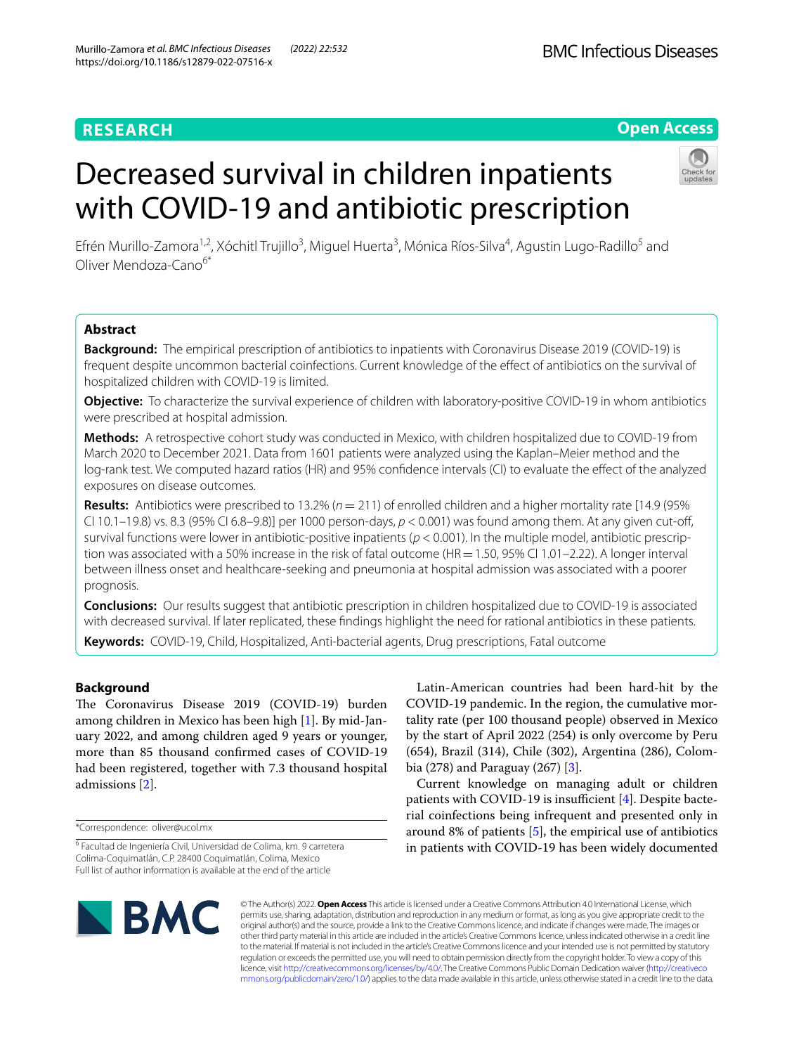RESEARCH

Open Access

# Decreased survival in children inpatients with COVID-19 and antibiotic prescription

Efrén Murillo-Zamora[1,2], Xóchitl Trujillo[3], Miguel Huerta[3], Mónica Ríos-Silva[4], Agustin Lugo-Radillo[5] and Oliver Mendoza-Cano[6*]

## Abstract

**Background:** The empirical prescription of antibiotics to inpatients with Coronavirus Disease 2019 (COVID-19) is frequent despite uncommon bacterial coinfections. Current knowledge of the effect of antibiotics on the survival of hospitalized children with COVID-19 is limited.

**Objective:** To characterize the survival experience of children with laboratory-positive COVID-19 in whom antibiotics were prescribed at hospital admission.

**Methods:** A retrospective cohort study was conducted in Mexico, with children hospitalized due to COVID-19 from March 2020 to December 2021. Data from 1601 patients were analyzed using the Kaplan–Meier method and the log-rank test. We computed hazard ratios (HR) and 95% confidence intervals (CI) to evaluate the effect of the analyzed exposures on disease outcomes.

**Results:** Antibiotics were prescribed to 13.2% ($n = 211$) of enrolled children and a higher mortality rate [14.9 (95% CI 10.1–19.8) vs. 8.3 (95% CI 6.8–9.8)] per 1000 person-days, $p < 0.001$) was found among them. At any given cut-off, survival functions were lower in antibiotic-positive inpatients ($p < 0.001$). In the multiple model, antibiotic prescription was associated with a 50% increase in the risk of fatal outcome (HR = 1.50, 95% CI 1.01–2.22). A longer interval between illness onset and healthcare-seeking and pneumonia at hospital admission was associated with a poorer prognosis.

**Conclusions:** Our results suggest that antibiotic prescription in children hospitalized due to COVID-19 is associated with decreased survival. If later replicated, these findings highlight the need for rational antibiotics in these patients.

**Keywords:** COVID-19, Child, Hospitalized, Anti-bacterial agents, Drug prescriptions, Fatal outcome

## Background

The Coronavirus Disease 2019 (COVID-19) burden among children in Mexico has been high [1]. By mid-January 2022, and among children aged 9 years or younger, more than 85 thousand confirmed cases of COVID-19 had been registered, together with 7.3 thousand hospital admissions [2].

Latin-American countries had been hard-hit by the COVID-19 pandemic. In the region, the cumulative mortality rate (per 100 thousand people) observed in Mexico by the start of April 2022 (254) is only overcome by Peru (654), Brazil (314), Chile (302), Argentina (286), Colombia (278) and Paraguay (267) [3].

Current knowledge on managing adult or children patients with COVID-19 is insufficient [4]. Despite bacterial coinfections being infrequent and presented only in around 8% of patients [5], the empirical use of antibiotics in patients with COVID-19 has been widely documented

*Correspondence: oliver@ucol.mx

[6] Facultad de Ingeniería Civil, Universidad de Colima, km. 9 carretera Colima-Coquimatlán, C.P. 28400 Coquimatlán, Colima, Mexico
Full list of author information is available at the end of the article

© The Author(s) 2022. **Open Access** This article is licensed under a Creative Commons Attribution 4.0 International License, which permits use, sharing, adaptation, distribution and reproduction in any medium or format, as long as you give appropriate credit to the original author(s) and the source, provide a link to the Creative Commons licence, and indicate if changes were made. The images or other third party material in this article are included in the article's Creative Commons licence, unless indicated otherwise in a credit line to the material. If material is not included in the article's Creative Commons licence and your intended use is not permitted by statutory regulation or exceeds the permitted use, you will need to obtain permission directly from the copyright holder. To view a copy of this licence, visit http://creativecommons.org/licenses/by/4.0/. The Creative Commons Public Domain Dedication waiver (http://creativecommons.org/publicdomain/zero/1.0/) applies to the data made available in this article, unless otherwise stated in a credit line to the data.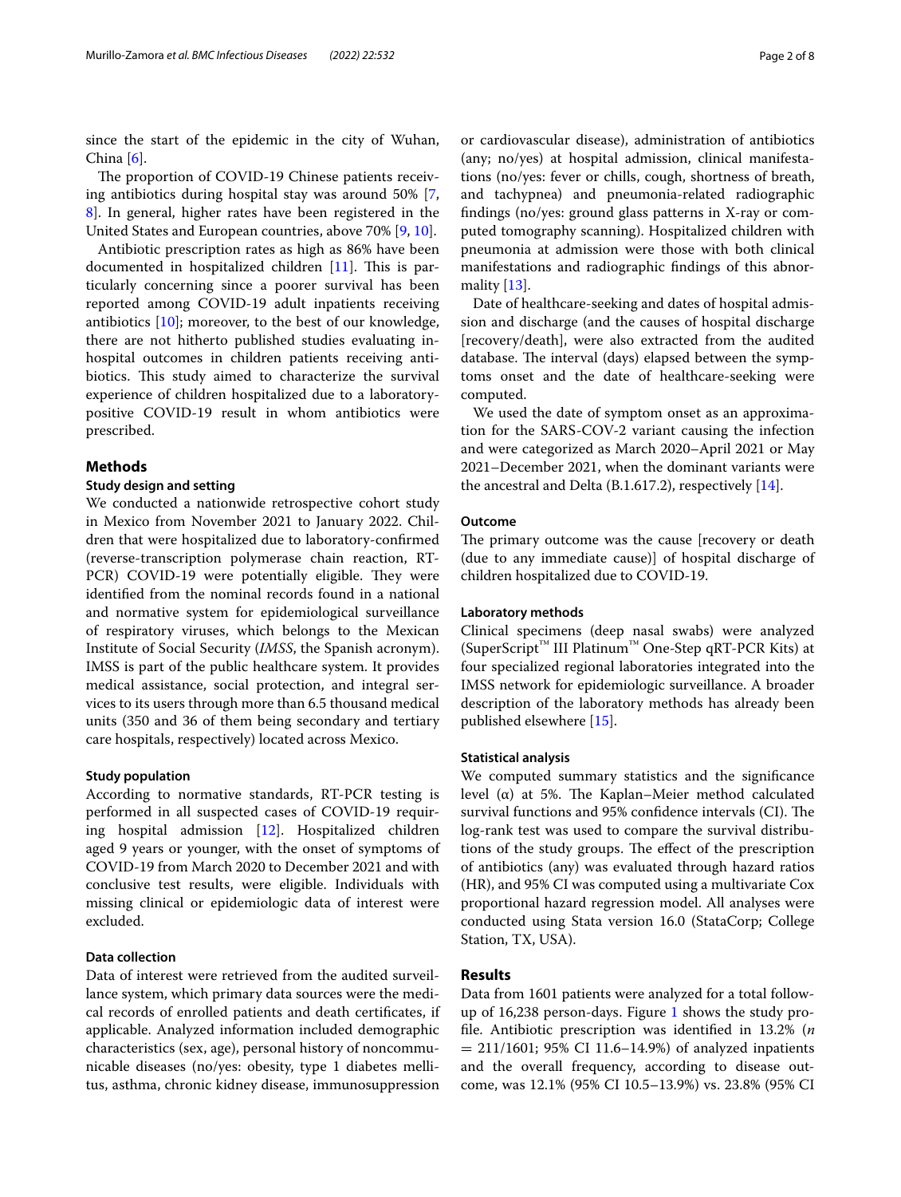since the start of the epidemic in the city of Wuhan, China [6].

The proportion of COVID-19 Chinese patients receiving antibiotics during hospital stay was around 50% [7, 8]. In general, higher rates have been registered in the United States and European countries, above 70% [9, 10].

Antibiotic prescription rates as high as 86% have been documented in hospitalized children [11]. This is particularly concerning since a poorer survival has been reported among COVID-19 adult inpatients receiving antibiotics [10]; moreover, to the best of our knowledge, there are not hitherto published studies evaluating in-hospital outcomes in children patients receiving antibiotics. This study aimed to characterize the survival experience of children hospitalized due to a laboratory-positive COVID-19 result in whom antibiotics were prescribed.

## Methods

### Study design and setting

We conducted a nationwide retrospective cohort study in Mexico from November 2021 to January 2022. Children that were hospitalized due to laboratory-confirmed (reverse-transcription polymerase chain reaction, RT-PCR) COVID-19 were potentially eligible. They were identified from the nominal records found in a national and normative system for epidemiological surveillance of respiratory viruses, which belongs to the Mexican Institute of Social Security (*IMSS*, the Spanish acronym). IMSS is part of the public healthcare system. It provides medical assistance, social protection, and integral services to its users through more than 6.5 thousand medical units (350 and 36 of them being secondary and tertiary care hospitals, respectively) located across Mexico.

### Study population

According to normative standards, RT-PCR testing is performed in all suspected cases of COVID-19 requiring hospital admission [12]. Hospitalized children aged 9 years or younger, with the onset of symptoms of COVID-19 from March 2020 to December 2021 and with conclusive test results, were eligible. Individuals with missing clinical or epidemiologic data of interest were excluded.

### Data collection

Data of interest were retrieved from the audited surveillance system, which primary data sources were the medical records of enrolled patients and death certificates, if applicable. Analyzed information included demographic characteristics (sex, age), personal history of noncommunicable diseases (no/yes: obesity, type 1 diabetes mellitus, asthma, chronic kidney disease, immunosuppression or cardiovascular disease), administration of antibiotics (any; no/yes) at hospital admission, clinical manifestations (no/yes: fever or chills, cough, shortness of breath, and tachypnea) and pneumonia-related radiographic findings (no/yes: ground glass patterns in X-ray or computed tomography scanning). Hospitalized children with pneumonia at admission were those with both clinical manifestations and radiographic findings of this abnormality [13].

Date of healthcare-seeking and dates of hospital admission and discharge (and the causes of hospital discharge [recovery/death], were also extracted from the audited database. The interval (days) elapsed between the symptoms onset and the date of healthcare-seeking were computed.

We used the date of symptom onset as an approximation for the SARS-COV-2 variant causing the infection and were categorized as March 2020–April 2021 or May 2021–December 2021, when the dominant variants were the ancestral and Delta (B.1.617.2), respectively [14].

### Outcome

The primary outcome was the cause [recovery or death (due to any immediate cause)] of hospital discharge of children hospitalized due to COVID-19.

### Laboratory methods

Clinical specimens (deep nasal swabs) were analyzed (SuperScript™ III Platinum™ One-Step qRT-PCR Kits) at four specialized regional laboratories integrated into the IMSS network for epidemiologic surveillance. A broader description of the laboratory methods has already been published elsewhere [15].

### Statistical analysis

We computed summary statistics and the significance level ($\alpha$) at 5%. The Kaplan–Meier method calculated survival functions and 95% confidence intervals (CI). The log-rank test was used to compare the survival distributions of the study groups. The effect of the prescription of antibiotics (any) was evaluated through hazard ratios (HR), and 95% CI was computed using a multivariate Cox proportional hazard regression model. All analyses were conducted using Stata version 16.0 (StataCorp; College Station, TX, USA).

## Results

Data from 1601 patients were analyzed for a total follow-up of 16,238 person-days. Figure 1 shows the study profile. Antibiotic prescription was identified in 13.2% (*n* = 211/1601; 95% CI 11.6–14.9%) of analyzed inpatients and the overall frequency, according to disease outcome, was 12.1% (95% CI 10.5–13.9%) vs. 23.8% (95% CI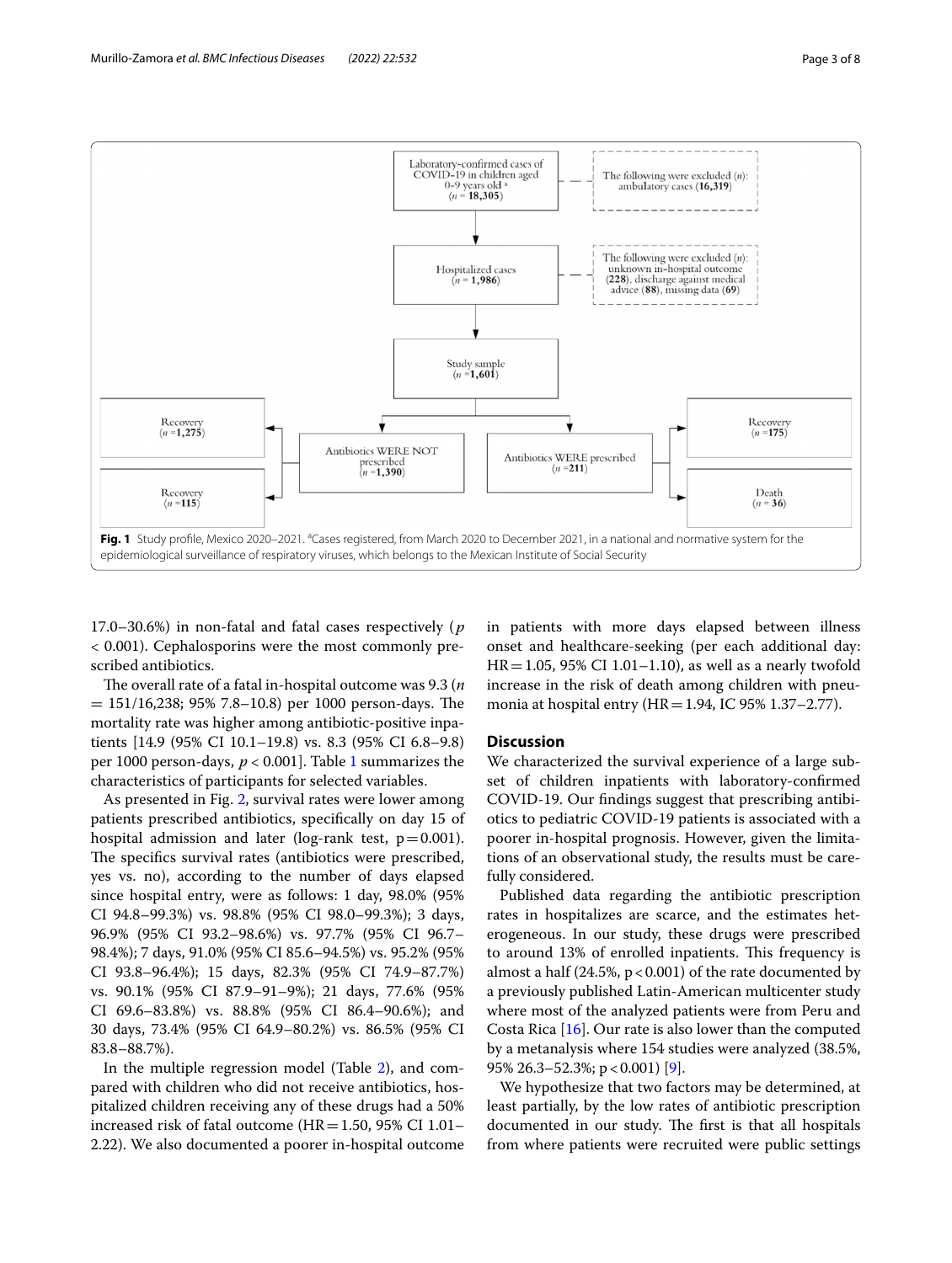Laboratory-confirmed cases of COVID-19 in children aged 0–9 years old [a] (*n* = **18,305**)

The following were excluded (*n*): ambulatory cases (**16,319**)

Hospitalized cases (*n* = **1,986**)

The following were excluded (*n*): unknown in-hospital outcome (**228**), discharge against medical advice (**88**), missing data (**69**)

Study sample (*n* = **1,601**)

Antibiotics WERE NOT prescribed (*n* = **1,390**)
- Recovery (*n* = **1,275**)
- Recovery (*n* = **115**)

Antibiotics WERE prescribed (*n* = **211**)
- Recovery (*n* = **175**)
- Death (*n* = **36**)

**Fig. 1** Study profile, Mexico 2020–2021. [a]Cases registered, from March 2020 to December 2021, in a national and normative system for the epidemiological surveillance of respiratory viruses, which belongs to the Mexican Institute of Social Security

17.0–30.6%) in non-fatal and fatal cases respectively ($p < 0.001$). Cephalosporins were the most commonly prescribed antibiotics.

The overall rate of a fatal in-hospital outcome was 9.3 ($n = 151/16{,}238$; 95% CI 7.8–10.8) per 1000 person-days. The mortality rate was higher among antibiotic-positive inpatients [14.9 (95% CI 10.1–19.8) vs. 8.3 (95% CI 6.8–9.8) per 1000 person-days, $p < 0.001$]. Table 1 summarizes the characteristics of participants for selected variables.

As presented in Fig. 2, survival rates were lower among patients prescribed antibiotics, specifically on day 15 of hospital admission and later (log-rank test, $p = 0.001$). The specifics survival rates (antibiotics were prescribed, yes vs. no), according to the number of days elapsed since hospital entry, were as follows: 1 day, 98.0% (95% CI 94.8–99.3%) vs. 98.8% (95% CI 98.0–99.3%); 3 days, 96.9% (95% CI 93.2–98.6%) vs. 97.7% (95% CI 96.7–98.4%); 7 days, 91.0% (95% CI 85.6–94.5%) vs. 95.2% (95% CI 93.8–96.4%); 15 days, 82.3% (95% CI 74.9–87.7%) vs. 90.1% (95% CI 87.9–91–9%); 21 days, 77.6% (95% CI 69.6–83.8%) vs. 88.8% (95% CI 86.4–90.6%); and 30 days, 73.4% (95% CI 64.9–80.2%) vs. 86.5% (95% CI 83.8–88.7%).

In the multiple regression model (Table 2), and compared with children who did not receive antibiotics, hospitalized children receiving any of these drugs had a 50% increased risk of fatal outcome (HR = 1.50, 95% CI 1.01–2.22). We also documented a poorer in-hospital outcome in patients with more days elapsed between illness onset and healthcare-seeking (per each additional day: HR = 1.05, 95% CI 1.01–1.10), as well as a nearly twofold increase in the risk of death among children with pneumonia at hospital entry (HR = 1.94, IC 95% 1.37–2.77).

## Discussion

We characterized the survival experience of a large subset of children inpatients with laboratory-confirmed COVID-19. Our findings suggest that prescribing antibiotics to pediatric COVID-19 patients is associated with a poorer in-hospital prognosis. However, given the limitations of an observational study, the results must be carefully considered.

Published data regarding the antibiotic prescription rates in hospitalizes are scarce, and the estimates heterogeneous. In our study, these drugs were prescribed to around 13% of enrolled inpatients. This frequency is almost a half (24.5%, $p < 0.001$) of the rate documented by a previously published Latin-American multicenter study where most of the analyzed patients were from Peru and Costa Rica [16]. Our rate is also lower than the computed by a metanalysis where 154 studies were analyzed (38.5%, 95% 26.3–52.3%; $p < 0.001$) [9].

We hypothesize that two factors may be determined, at least partially, by the low rates of antibiotic prescription documented in our study. The first is that all hospitals from where patients were recruited were public settings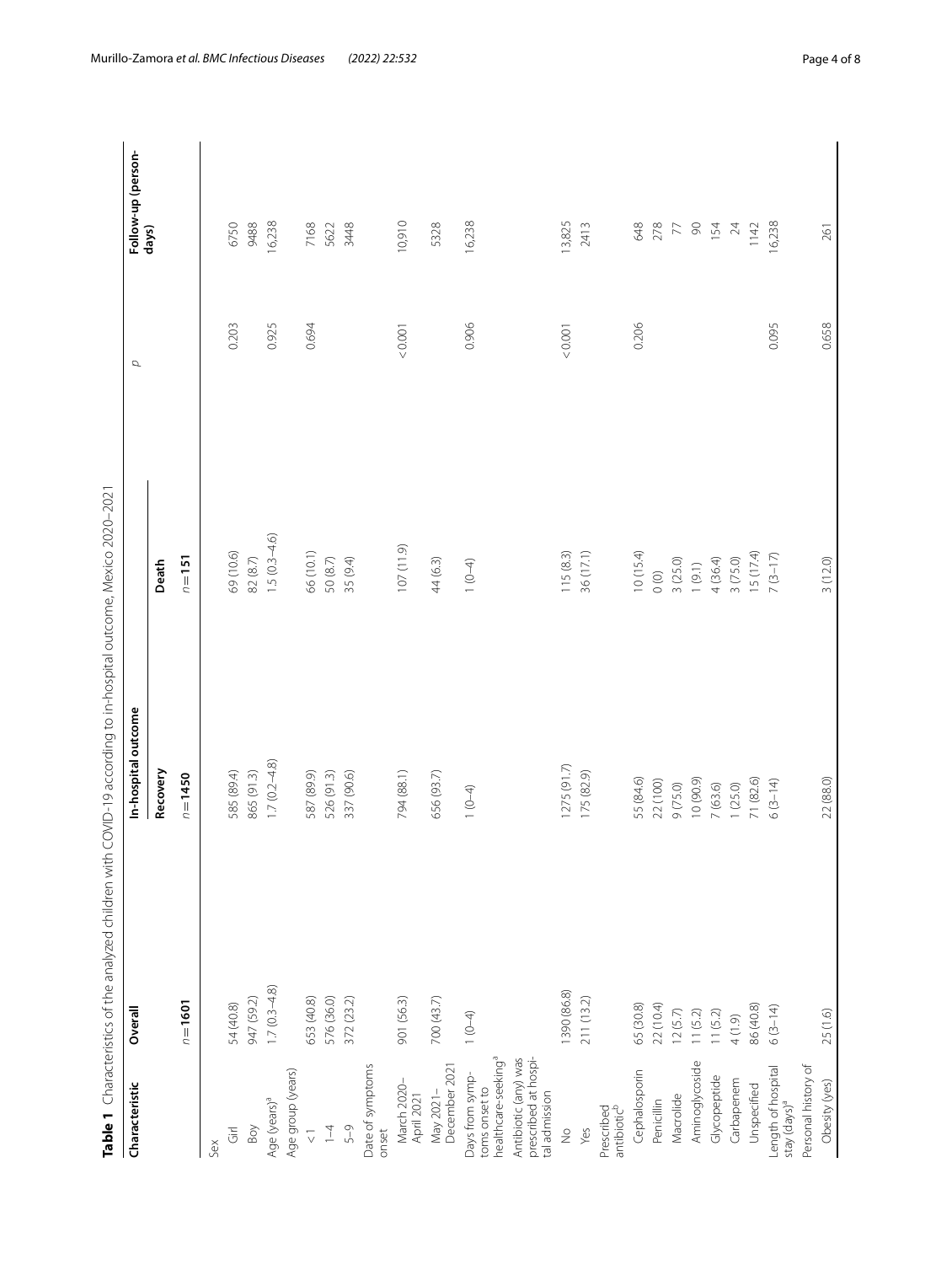**Table 1** Characteristics of the analyzed children with COVID-19 according to in-hospital outcome, Mexico 2020–2021

| Characteristic | Overall | In-hospital outcome | | p | Follow-up (person-days) |
|---|---|---|---|---|---|
| | | Recovery | Death | | |
| | n = 1601 | n = 1450 | n = 151 | | |
| Sex | | | | | |
| Girl | 54 (40.8) | 585 (89.4) | 69 (10.6) | 0.203 | 6750 |
| Boy | 947 (59.2) | 865 (91.3) | 82 (8.7) | | 9488 |
| Age (years)[a] | 1.7 (0.3–4.8) | 1.7 (0.2–4.8) | 1.5 (0.3–4.6) | 0.925 | 16,238 |
| Age group (years) | | | | | |
| < 1 | 653 (40.8) | 587 (89.9) | 66 (10.1) | 0.694 | 7168 |
| 1–4 | 576 (36.0) | 526 (91.3) | 50 (8.7) | | 5622 |
| 5–9 | 372 (23.2) | 337 (90.6) | 35 (9.4) | | 3448 |
| Date of symptoms onset | | | | | |
| March 2020–April 2021 | 901 (56.3) | 794 (88.1) | 107 (11.9) | < 0.001 | 10,910 |
| May 2021–December 2021 | 700 (43.7) | 656 (93.7) | 44 (6.3) | | 5328 |
| Days from symptoms onset to healthcare-seeking[a] | 1 (0–4) | 1 (0–4) | 1 (0–4) | 0.906 | 16,238 |
| Antibiotic (any) was prescribed at hospital admission | | | | | |
| No | 1390 (86.8) | 1275 (91.7) | 115 (8.3) | < 0.001 | 13,825 |
| Yes | 211 (13.2) | 175 (82.9) | 36 (17.1) | | 2413 |
| Prescribed antibiotic[b] | | | | | |
| Cephalosporin | 65 (30.8) | 55 (84.6) | 10 (15.4) | 0.206 | 648 |
| Penicillin | 22 (10.4) | 22 (100) | 0 (0) | | 278 |
| Macrolide | 12 (5.7) | 9 (75.0) | 3 (25.0) | | 77 |
| Aminoglycoside | 11 (5.2) | 10 (90.9) | 1 (9.1) | | 90 |
| Glycopeptide | 11 (5.2) | 7 (63.6) | 4 (36.4) | | 154 |
| Carbapenem | 4 (1.9) | 1 (25.0) | 3 (75.0) | | 24 |
| Unspecified | 86 (40.8) | 71 (82.6) | 15 (17.4) | | 1142 |
| Length of hospital stay (days)[a] | 6 (3–14) | 6 (3–14) | 7 (3–17) | 0.095 | 16,238 |
| Personal history of | | | | | |
| Obesity (yes) | 25 (1.6) | 22 (88.0) | 3 (12.0) | 0.658 | 261 |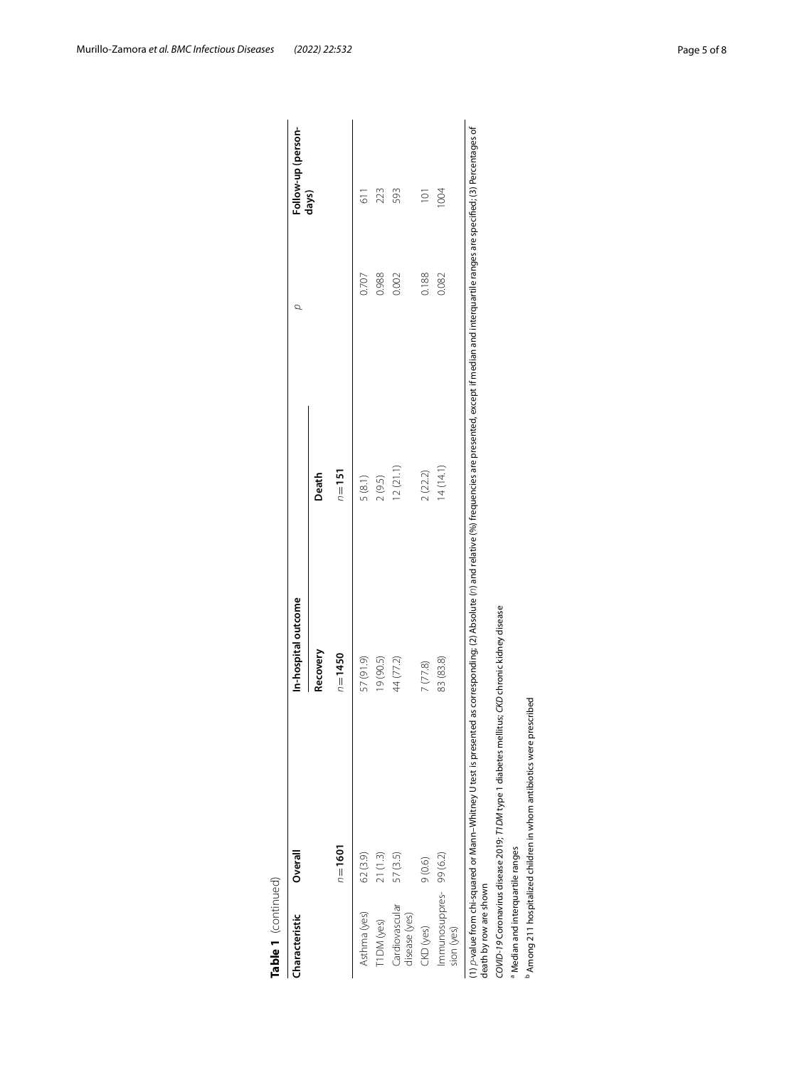**Table 1** (continued)

| Characteristic | Overall | In-hospital outcome | | *p* | Follow-up (person-days) |
|---|---|---|---|---|---|
| | | Recovery | Death | | |
| | *n* = 1601 | *n* = 1450 | *n* = 151 | | |
| Asthma (yes) | 62 (3.9) | 57 (91.9) | 5 (8.1) | 0.707 | 611 |
| T1DM (yes) | 21 (1.3) | 19 (90.5) | 2 (9.5) | 0.988 | 223 |
| Cardiovascular disease (yes) | 57 (3.5) | 44 (77.2) | 12 (21.1) | 0.002 | 593 |
| CKD (yes) | 9 (0.6) | 7 (77.8) | 2 (22.2) | 0.188 | 101 |
| Immunosuppression (yes) | 99 (6.2) | 83 (83.8) | 14 (14.1) | 0.082 | 1004 |

(1) *p*-value from chi-squared or Mann–Whitney U test is presented as corresponding; (2) Absolute (*n*) and relative (%) frequencies are presented, except if median and interquartile ranges are specified; (3) Percentages of death by row are shown

*COVID-19* Coronavirus disease 2019; *T1DM* type 1 diabetes mellitus; *CKD* chronic kidney disease

[a] Median and interquartile ranges

[b] Among 211 hospitalized children in whom antibiotics were prescribed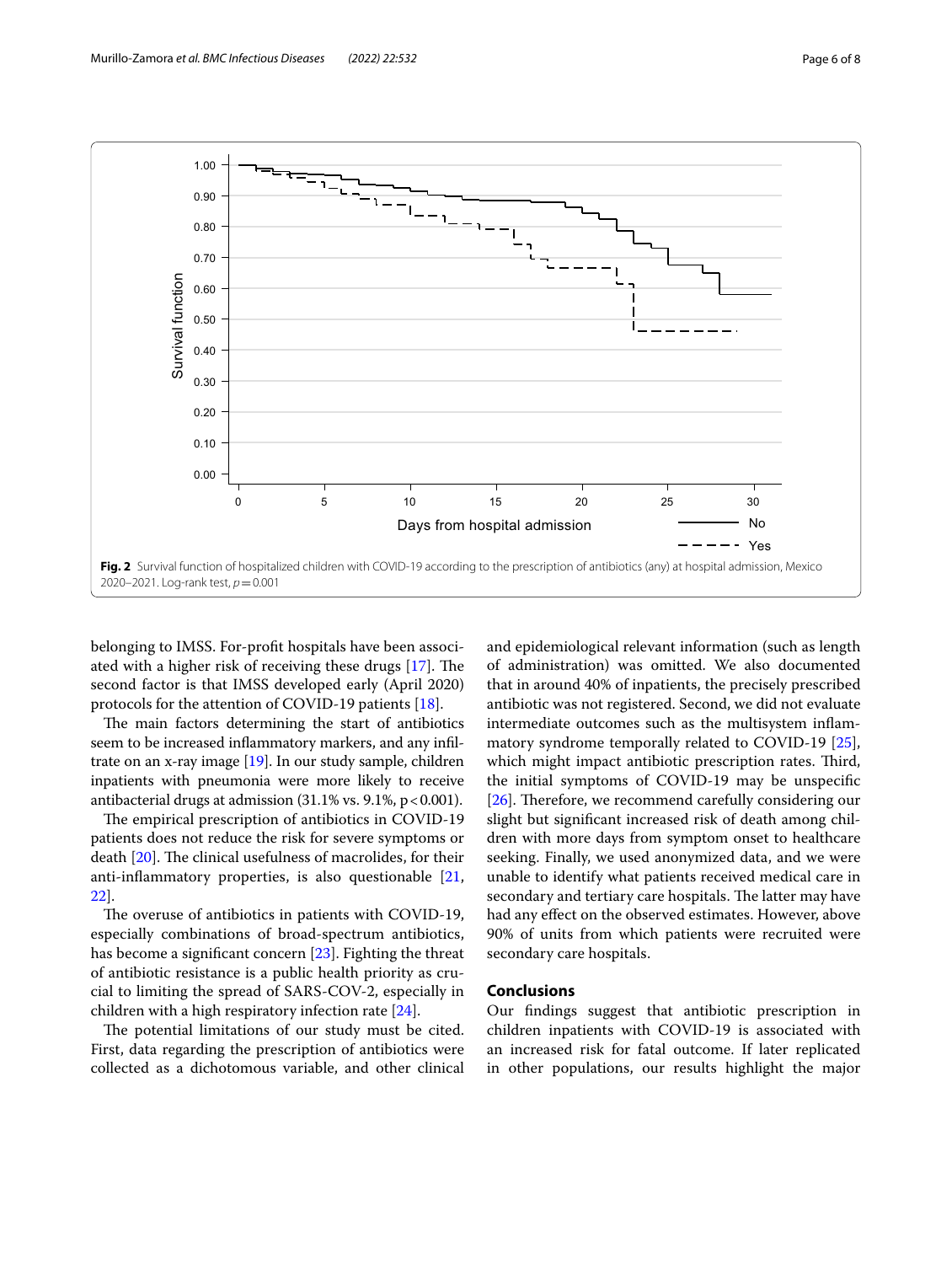Fig. 2 Survival function of hospitalized children with COVID-19 according to the prescription of antibiotics (any) at hospital admission, Mexico 2020–2021. Log-rank test, $p = 0.001$

belonging to IMSS. For-profit hospitals have been associated with a higher risk of receiving these drugs [17]. The second factor is that IMSS developed early (April 2020) protocols for the attention of COVID-19 patients [18].

The main factors determining the start of antibiotics seem to be increased inflammatory markers, and any infiltrate on an x-ray image [19]. In our study sample, children inpatients with pneumonia were more likely to receive antibacterial drugs at admission (31.1% vs. 9.1%, $p < 0.001$).

The empirical prescription of antibiotics in COVID-19 patients does not reduce the risk for severe symptoms or death [20]. The clinical usefulness of macrolides, for their anti-inflammatory properties, is also questionable [21, 22].

The overuse of antibiotics in patients with COVID-19, especially combinations of broad-spectrum antibiotics, has become a significant concern [23]. Fighting the threat of antibiotic resistance is a public health priority as crucial to limiting the spread of SARS-COV-2, especially in children with a high respiratory infection rate [24].

The potential limitations of our study must be cited. First, data regarding the prescription of antibiotics were collected as a dichotomous variable, and other clinical and epidemiological relevant information (such as length of administration) was omitted. We also documented that in around 40% of inpatients, the precisely prescribed antibiotic was not registered. Second, we did not evaluate intermediate outcomes such as the multisystem inflammatory syndrome temporally related to COVID-19 [25], which might impact antibiotic prescription rates. Third, the initial symptoms of COVID-19 may be unspecific [26]. Therefore, we recommend carefully considering our slight but significant increased risk of death among children with more days from symptom onset to healthcare seeking. Finally, we used anonymized data, and we were unable to identify what patients received medical care in secondary and tertiary care hospitals. The latter may have had any effect on the observed estimates. However, above 90% of units from which patients were recruited were secondary care hospitals.

## Conclusions

Our findings suggest that antibiotic prescription in children inpatients with COVID-19 is associated with an increased risk for fatal outcome. If later replicated in other populations, our results highlight the major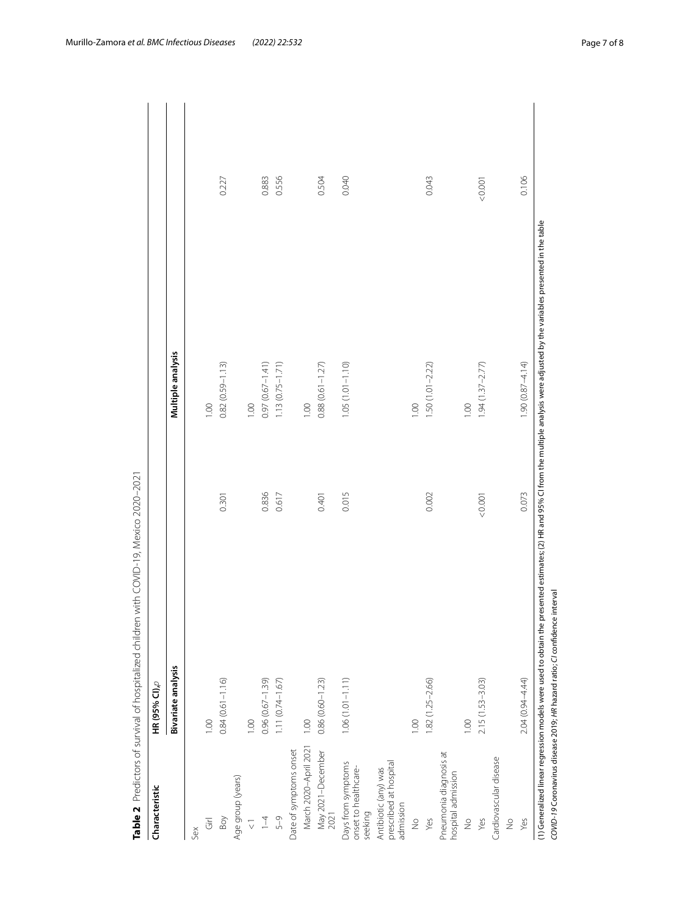**Table 2** Predictors of survival of hospitalized children with COVID-19, Mexico 2020–2021

| Characteristic | HR (95% CI), *p* | | | |
|---|---|---|---|---|
| | Bivariate analysis | | Multiple analysis | |
| Sex | | | | |
| Girl | 1.00 | | 1.00 | |
| Boy | 0.84 (0.61–1.16) | 0.301 | 0.82 (0.59–1.13) | 0.227 |
| Age group (years) | | | | |
| < 1 | 1.00 | | 1.00 | |
| 1–4 | 0.96 (0.67–1.39) | 0.836 | 0.97 (0.67–1.41) | 0.883 |
| 5–9 | 1.11 (0.74–1.67) | 0.617 | 1.13 (0.75–1.71) | 0.556 |
| Date of symptoms onset | | | | |
| March 2020–April 2021 | 1.00 | | 1.00 | |
| May 2021–December 2021 | 0.86 (0.60–1.23) | 0.401 | 0.88 (0.61–1.27) | 0.504 |
| Days from symptoms onset to healthcare-seeking | 1.06 (1.01–1.11) | 0.015 | 1.05 (1.01–1.10) | 0.040 |
| Antibiotic (any) was prescribed at hospital admission | | | | |
| No | 1.00 | | 1.00 | |
| Yes | 1.82 (1.25–2.66) | 0.002 | 1.50 (1.01–2.22) | 0.043 |
| Pneumonia diagnosis at hospital admission | | | | |
| No | 1.00 | | 1.00 | |
| Yes | 2.15 (1.53–3.03) | <0.001 | 1.94 (1.37–2.77) | <0.001 |
| Cardiovascular disease | | | | |
| No | | | | |
| Yes | 2.04 (0.94–4.44) | 0.073 | 1.90 (0.87–4.14) | 0.106 |

(1) Generalized linear regression models were used to obtain the presented estimates; (2) HR and 95% CI from the multiple analysis were adjusted by the variables presented in the table

*COVID-19* Coronavirus disease 2019; *HR* hazard ratio; *CI* confidence interval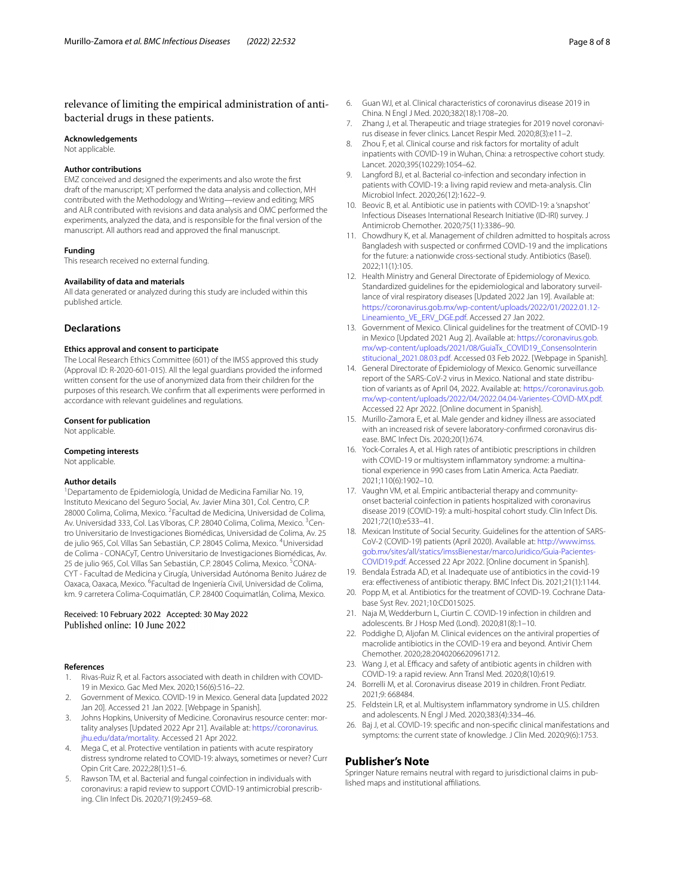relevance of limiting the empirical administration of antibacterial drugs in these patients.

#### Acknowledgements
Not applicable.

#### Author contributions
EMZ conceived and designed the experiments and also wrote the first draft of the manuscript; XT performed the data analysis and collection, MH contributed with the Methodology and Writing—review and editing; MRS and ALR contributed with revisions and data analysis and OMC performed the experiments, analyzed the data, and is responsible for the final version of the manuscript. All authors read and approved the final manuscript.

#### Funding
This research received no external funding.

#### Availability of data and materials
All data generated or analyzed during this study are included within this published article.

## Declarations

#### Ethics approval and consent to participate
The Local Research Ethics Committee (601) of the IMSS approved this study (Approval ID: R-2020-601-015). All the legal guardians provided the informed written consent for the use of anonymized data from their children for the purposes of this research. We confirm that all experiments were performed in accordance with relevant guidelines and regulations.

#### Consent for publication
Not applicable.

#### Competing interests
Not applicable.

#### Author details
[1]Departamento de Epidemiología, Unidad de Medicina Familiar No. 19, Instituto Mexicano del Seguro Social, Av. Javier Mina 301, Col. Centro, C.P. 28000 Colima, Colima, Mexico. [2]Facultad de Medicina, Universidad de Colima, Av. Universidad 333, Col. Las Víboras, C.P. 28040 Colima, Colima, Mexico. [3]Centro Universitario de Investigaciones Biomédicas, Universidad de Colima, Av. 25 de julio 965, Col. Villas San Sebastián, C.P. 28045 Colima, Mexico. [4]Universidad de Colima - CONACyT, Centro Universitario de Investigaciones Biomédicas, Av. 25 de julio 965, Col. Villas San Sebastián, C.P. 28045 Colima, Mexico. [5]CONACYT - Facultad de Medicina y Cirugía, Universidad Autónoma Benito Juárez de Oaxaca, Oaxaca, Mexico. [6]Facultad de Ingeniería Civil, Universidad de Colima, km. 9 carretera Colima-Coquimatlán, C.P. 28400 Coquimatlán, Colima, Mexico.

Received: 10 February 2022 Accepted: 30 May 2022
Published online: 10 June 2022

#### References
1. Rivas-Ruiz R, et al. Factors associated with death in children with COVID-19 in Mexico. Gac Med Mex. 2020;156(6):516–22.
2. Government of Mexico. COVID-19 in Mexico. General data [updated 2022 Jan 20]. Accessed 21 Jan 2022. [Webpage in Spanish].
3. Johns Hopkins, University of Medicine. Coronavirus resource center: mortality analyses [Updated 2022 Apr 21]. Available at: https://coronavirus.jhu.edu/data/mortality. Accessed 21 Apr 2022.
4. Mega C, et al. Protective ventilation in patients with acute respiratory distress syndrome related to COVID-19: always, sometimes or never? Curr Opin Crit Care. 2022;28(1):51–6.
5. Rawson TM, et al. Bacterial and fungal coinfection in individuals with coronavirus: a rapid review to support COVID-19 antimicrobial prescribing. Clin Infect Dis. 2020;71(9):2459–68.
6. Guan WJ, et al. Clinical characteristics of coronavirus disease 2019 in China. N Engl J Med. 2020;382(18):1708–20.
7. Zhang J, et al. Therapeutic and triage strategies for 2019 novel coronavirus disease in fever clinics. Lancet Respir Med. 2020;8(3):e11–2.
8. Zhou F, et al. Clinical course and risk factors for mortality of adult inpatients with COVID-19 in Wuhan, China: a retrospective cohort study. Lancet. 2020;395(10229):1054–62.
9. Langford BJ, et al. Bacterial co-infection and secondary infection in patients with COVID-19: a living rapid review and meta-analysis. Clin Microbiol Infect. 2020;26(12):1622–9.
10. Beovic B, et al. Antibiotic use in patients with COVID-19: a 'snapshot' Infectious Diseases International Research Initiative (ID-IRI) survey. J Antimicrob Chemother. 2020;75(11):3386–90.
11. Chowdhury K, et al. Management of children admitted to hospitals across Bangladesh with suspected or confirmed COVID-19 and the implications for the future: a nationwide cross-sectional study. Antibiotics (Basel). 2022;11(1):105.
12. Health Ministry and General Directorate of Epidemiology of Mexico. Standardized guidelines for the epidemiological and laboratory surveillance of viral respiratory diseases [Updated 2022 Jan 19]. Available at: https://coronavirus.gob.mx/wp-content/uploads/2022/01/2022.01.12-Lineamiento_VE_ERV_DGE.pdf. Accessed 27 Jan 2022.
13. Government of Mexico. Clinical guidelines for the treatment of COVID-19 in Mexico [Updated 2021 Aug 2]. Available at: https://coronavirus.gob.mx/wp-content/uploads/2021/08/GuiaTx_COVID19_ConsensoInterinstitucional_2021.08.03.pdf. Accessed 03 Feb 2022. [Webpage in Spanish].
14. General Directorate of Epidemiology of Mexico. Genomic surveillance report of the SARS-CoV-2 virus in Mexico. National and state distribution of variants as of April 04, 2022. Available at: https://coronavirus.gob.mx/wp-content/uploads/2022/04/2022.04.04-Varientes-COVID-MX.pdf. Accessed 22 Apr 2022. [Online document in Spanish].
15. Murillo-Zamora E, et al. Male gender and kidney illness are associated with an increased risk of severe laboratory-confirmed coronavirus disease. BMC Infect Dis. 2020;20(1):674.
16. Yock-Corrales A, et al. High rates of antibiotic prescriptions in children with COVID-19 or multisystem inflammatory syndrome: a multinational experience in 990 cases from Latin America. Acta Paediatr. 2021;110(6):1902–10.
17. Vaughn VM, et al. Empiric antibacterial therapy and community-onset bacterial coinfection in patients hospitalized with coronavirus disease 2019 (COVID-19): a multi-hospital cohort study. Clin Infect Dis. 2021;72(10):e533–41.
18. Mexican Institute of Social Security. Guidelines for the attention of SARS-CoV-2 (COVID-19) patients (April 2020). Available at: http://www.imss.gob.mx/sites/all/statics/imssBienestar/marcoJuridico/Guia-Pacientes-COVID19.pdf. Accessed 22 Apr 2022. [Online document in Spanish].
19. Bendala Estrada AD, et al. Inadequate use of antibiotics in the covid-19 era: effectiveness of antibiotic therapy. BMC Infect Dis. 2021;21(1):1144.
20. Popp M, et al. Antibiotics for the treatment of COVID-19. Cochrane Database Syst Rev. 2021;10:CD015025.
21. Naja M, Wedderburn L, Ciurtin C. COVID-19 infection in children and adolescents. Br J Hosp Med (Lond). 2020;81(8):1–10.
22. Poddighe D, Aljofan M. Clinical evidences on the antiviral properties of macrolide antibiotics in the COVID-19 era and beyond. Antivir Chem Chemother. 2020;28:2040206620961712.
23. Wang J, et al. Efficacy and safety of antibiotic agents in children with COVID-19: a rapid review. Ann Transl Med. 2020;8(10):619.
24. Borrelli M, et al. Coronavirus disease 2019 in children. Front Pediatr. 2021;9: 668484.
25. Feldstein LR, et al. Multisystem inflammatory syndrome in U.S. children and adolescents. N Engl J Med. 2020;383(4):334–46.
26. Baj J, et al. COVID-19: specific and non-specific clinical manifestations and symptoms: the current state of knowledge. J Clin Med. 2020;9(6):1753.

## Publisher's Note
Springer Nature remains neutral with regard to jurisdictional claims in published maps and institutional affiliations.